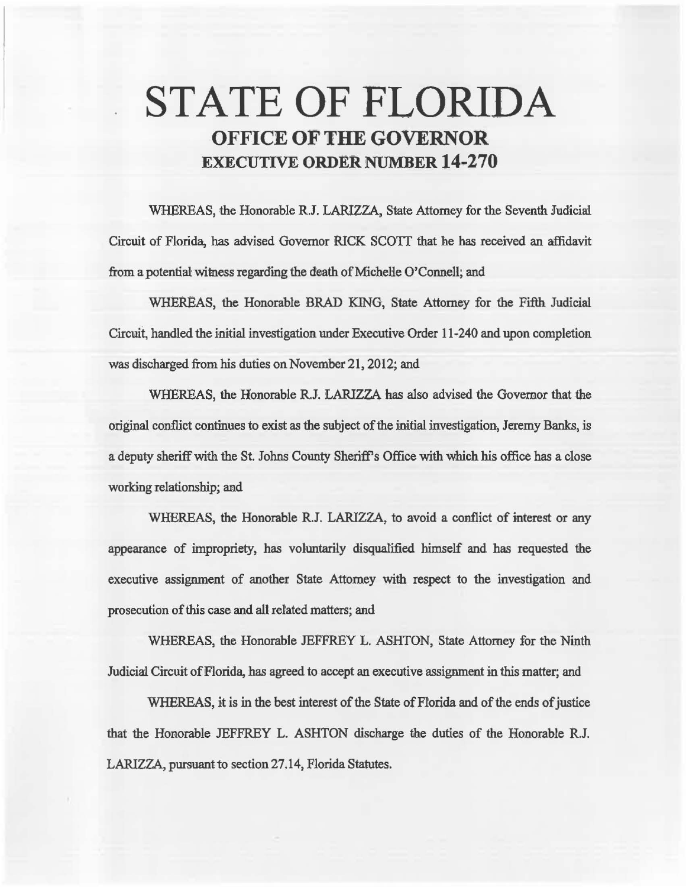# STATE OF FLORIDA

## OFFICE OF THE GOVERNOR

## EXECUTIVE ORDER NUMBER 14-270

WHEREAS, the Honorable R.J. LARIZZA, State Attorney for the Seventh Judicial Circuit of Florida, has advised Governor RICK SCOTT that he has received an affidavit from a potential witness regarding the death of Michelle O'Connell; and

WHEREAS, the Honorable BRAD KING, State Attorney for the Fifth Judicial Circuit, handled the initial investigation under Executive Order 11-240 and upon completion was discharged from his duties on November 21, 2012; and

WHEREAS, the Honorable R.J. LARIZZA has also advised the Governor that the original conflict continues to exist as the subject of the initial investigation, Jeremy Banks, is a deputy sheriff with the St. Johns County Sheriff's Office with which his office has a close working relationship; and

WHEREAS, the Honorable R.J. LARIZZA, to avoid a conflict of interest or any appearance of impropriety, has voluntarily disqualified himself and has requested the executive assignment of another State Attorney with respect to the investigation and prosecution of this case and all related matters; and

WHEREAS, the Honorable JEFFREY L. ASHTON, State Attorney for the Ninth Judicial Circuit of Florida, has agreed to accept an executive assignment in this matter; and

WHEREAS, it is in the best interest of the State of Florida and of the ends of justice that the Honorable JEFFREY L. ASHTON discharge the duties of the Honorable R.J. LARIZZA, pursuant to section 27.14, Florida Statutes.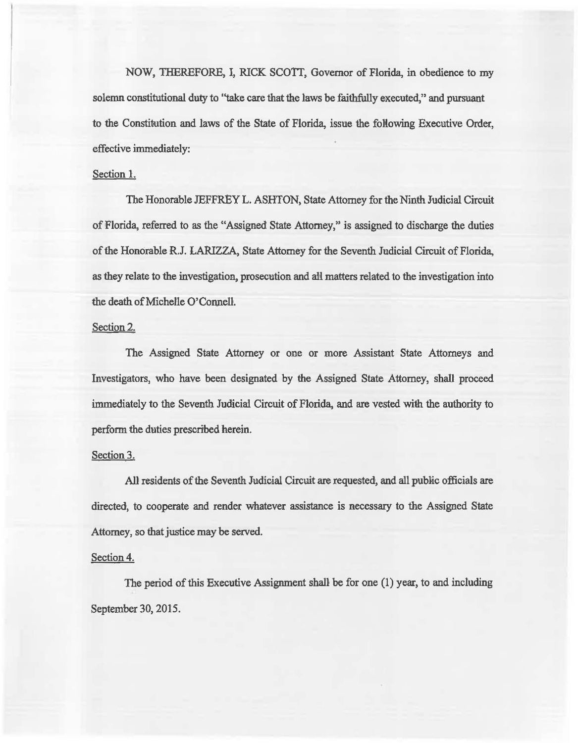NOW, THEREFORE, I, RICK SCOTT, Governor of Florida, in obedience to my solemn constitutional duty to "take care that the laws be faithfully executed," and pursuant to the Constitution and laws of the State of Florida, issue the following Executive Order, effective immediately:

Section 1.

The Honorable JEFFREY L. ASHTON, State Attorney for the Ninth Judicial Circuit of Florida, referred to as the "Assigned State Attorney," is assigned to discharge the duties of the Honorable R.J. LARIZZA, State Attorney for the Seventh Judicial Circuit of Florida, as they relate to the investigation, prosecution and all matters related to the investigation into the death of Michelle O'Connell.

Section 2.

The Assigned State Attorney or one or more Assistant State Attorneys and Investigators, who have been designated by the Assigned State Attorney, shall proceed immediately to the Seventh Judicial Circuit of Florida, and are vested with the authority to perform the duties prescribed herein.

Section 3.

All residents of the Seventh Judicial Circuit are requested, and all public officials are directed, to cooperate and render whatever assistance is necessary to the Assigned State Attorney, so that justice may be served.

Section 4.

The period of this Executive Assignment shall be for one (1) year, to and including September 30, 2015.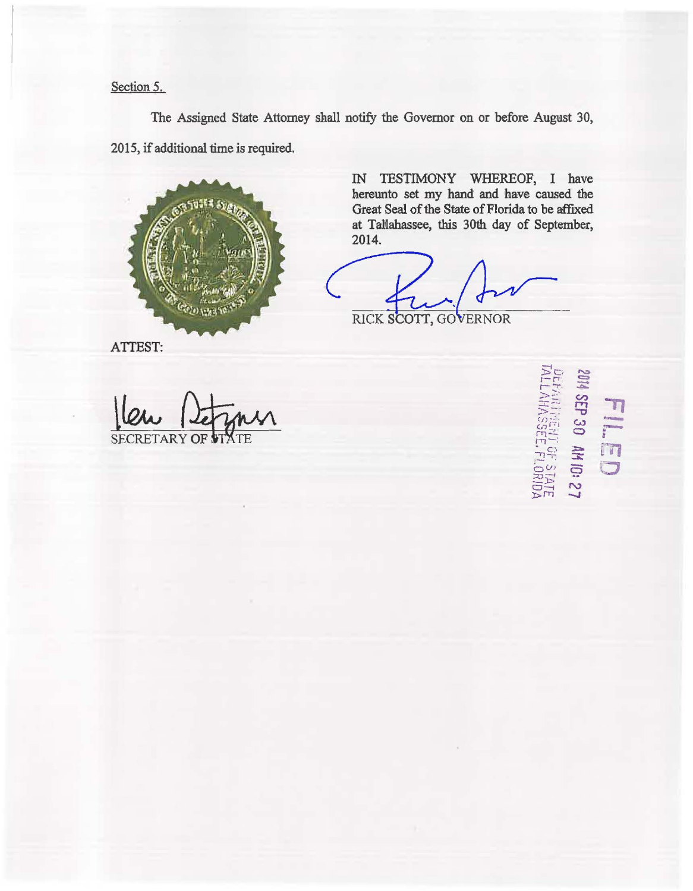Section 5.

The Assigned State Attorney shall notify the Governor on or before August 30, 2015, if additional time is required.

IN TESTIMONY WHEREOF, I have hereunto set my hand and have caused the Great Seal of the State of Florida to be affixed at Tallahassee, this 30th day of September, 2014.

RICK SCOTT, GOVERNOR

ATTEST:

SECRETARY OF STATE

FILED

2014 SEP 30 AM 10: 27

DEPARTMENT OF STATE
TALLAHASSEE, FLORIDA